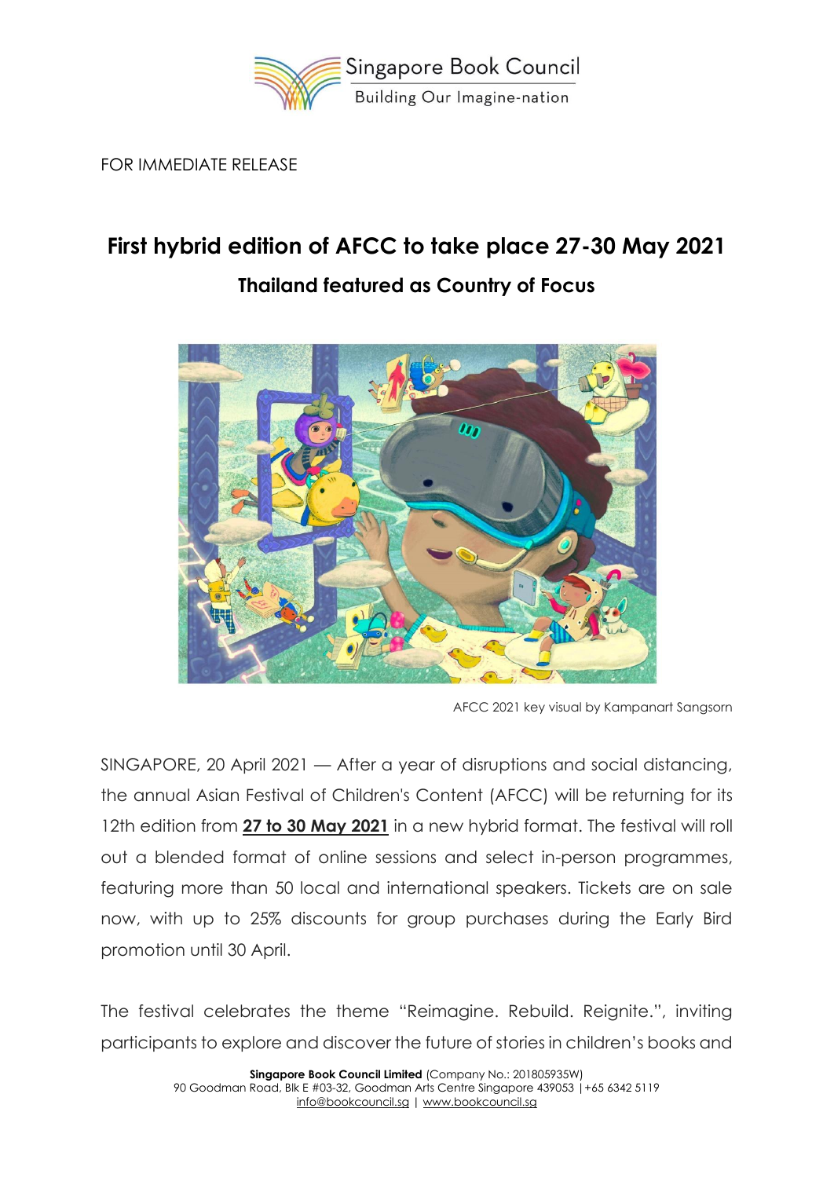FOR IMMEDIATE RELEASE

# First hybrid edition of AFCC to take place 27-30 May 2021

## Thailand featured as Country of Focus

AFCC 2021 key visual by Kampanart Sangsorn

SINGAPORE, 20 April 2021 — After a year of disruptions and social distancing, the annual Asian Festival of Children's Content (AFCC) will be returning for its 12th edition from **27 to 30 May 2021** in a new hybrid format. The festival will roll out a blended format of online sessions and select in-person programmes, featuring more than 50 local and international speakers. Tickets are on sale now, with up to 25% discounts for group purchases during the Early Bird promotion until 30 April.

The festival celebrates the theme "Reimagine. Rebuild. Reignite.", inviting participants to explore and discover the future of stories in children's books and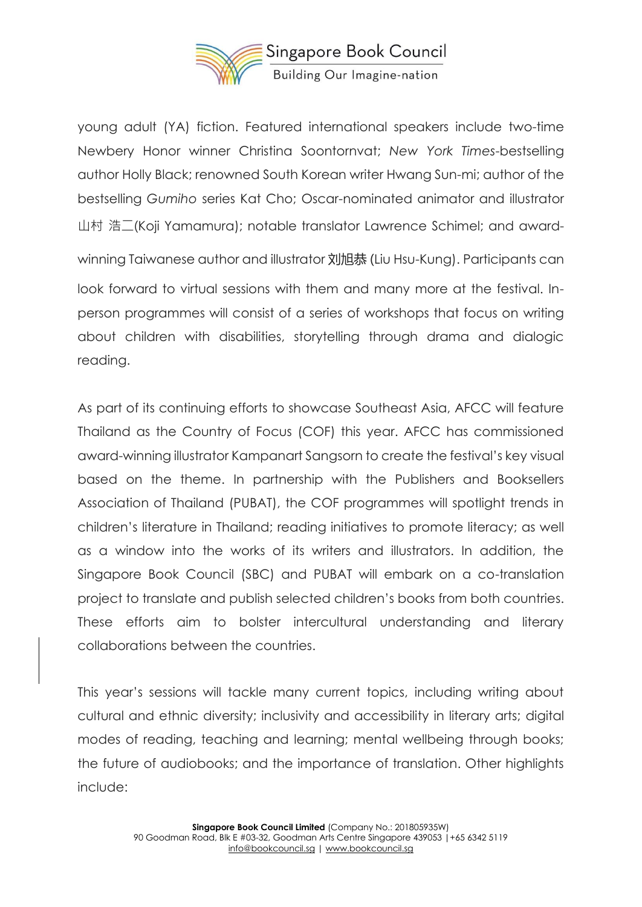young adult (YA) fiction. Featured international speakers include two-time Newbery Honor winner Christina Soontornvat; *New York Times*-bestselling author Holly Black; renowned South Korean writer Hwang Sun-mi; author of the bestselling *Gumiho* series Kat Cho; Oscar-nominated animator and illustrator 山村 浩二(Koji Yamamura); notable translator Lawrence Schimel; and award-winning Taiwanese author and illustrator 刘旭恭 (Liu Hsu-Kung). Participants can look forward to virtual sessions with them and many more at the festival. In-person programmes will consist of a series of workshops that focus on writing about children with disabilities, storytelling through drama and dialogic reading.

As part of its continuing efforts to showcase Southeast Asia, AFCC will feature Thailand as the Country of Focus (COF) this year. AFCC has commissioned award-winning illustrator Kampanart Sangsorn to create the festival's key visual based on the theme. In partnership with the Publishers and Booksellers Association of Thailand (PUBAT), the COF programmes will spotlight trends in children's literature in Thailand; reading initiatives to promote literacy; as well as a window into the works of its writers and illustrators. In addition, the Singapore Book Council (SBC) and PUBAT will embark on a co-translation project to translate and publish selected children's books from both countries. These efforts aim to bolster intercultural understanding and literary collaborations between the countries.

This year's sessions will tackle many current topics, including writing about cultural and ethnic diversity; inclusivity and accessibility in literary arts; digital modes of reading, teaching and learning; mental wellbeing through books; the future of audiobooks; and the importance of translation. Other highlights include: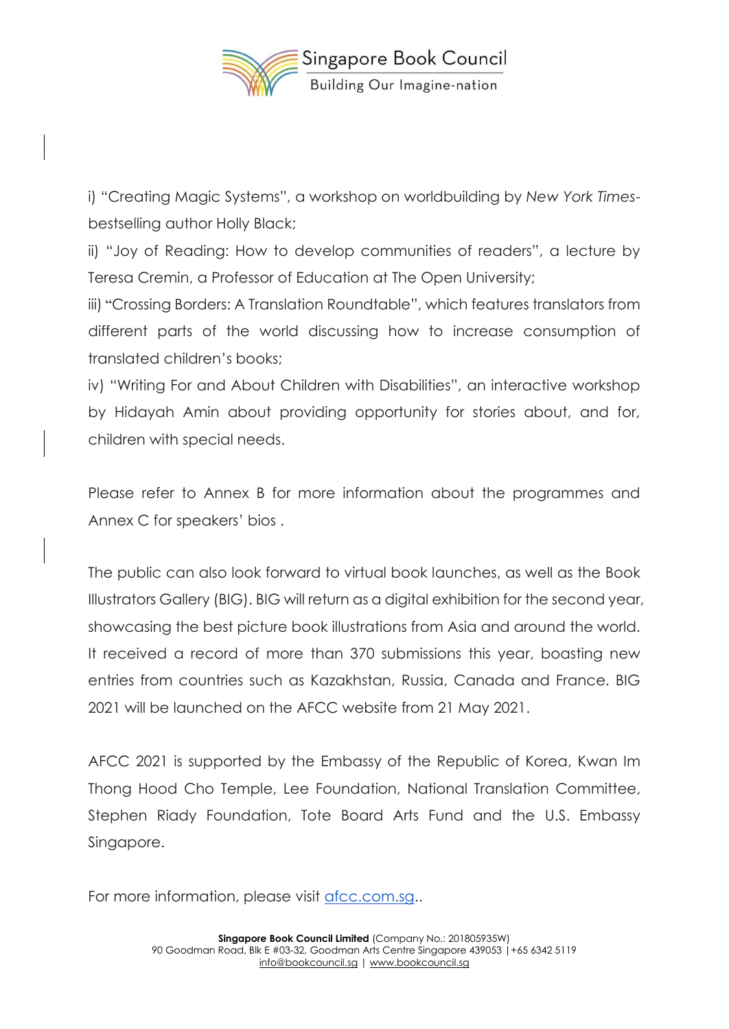i) "Creating Magic Systems", a workshop on worldbuilding by *New York Times*-bestselling author Holly Black;
ii) "Joy of Reading: How to develop communities of readers", a lecture by Teresa Cremin, a Professor of Education at The Open University;
iii) "Crossing Borders: A Translation Roundtable", which features translators from different parts of the world discussing how to increase consumption of translated children's books;
iv) "Writing For and About Children with Disabilities", an interactive workshop by Hidayah Amin about providing opportunity for stories about, and for, children with special needs.

Please refer to Annex B for more information about the programmes and Annex C for speakers' bios .

The public can also look forward to virtual book launches, as well as the Book Illustrators Gallery (BIG). BIG will return as a digital exhibition for the second year, showcasing the best picture book illustrations from Asia and around the world. It received a record of more than 370 submissions this year, boasting new entries from countries such as Kazakhstan, Russia, Canada and France. BIG 2021 will be launched on the AFCC website from 21 May 2021.

AFCC 2021 is supported by the Embassy of the Republic of Korea, Kwan Im Thong Hood Cho Temple, Lee Foundation, National Translation Committee, Stephen Riady Foundation, Tote Board Arts Fund and the U.S. Embassy Singapore.

For more information, please visit [afcc.com.sg](afcc.com.sg)..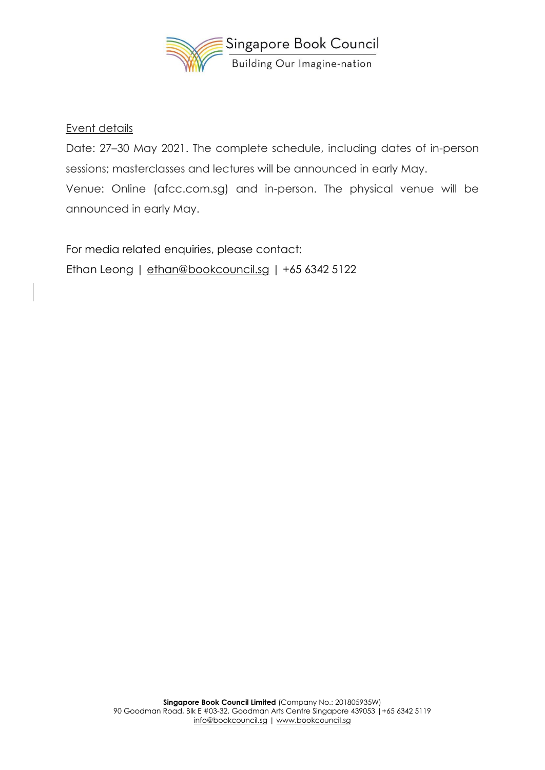Event details

Date: 27–30 May 2021. The complete schedule, including dates of in-person sessions; masterclasses and lectures will be announced in early May.

Venue: Online (afcc.com.sg) and in-person. The physical venue will be announced in early May.

For media related enquiries, please contact:

Ethan Leong | ethan@bookcouncil.sg | +65 6342 5122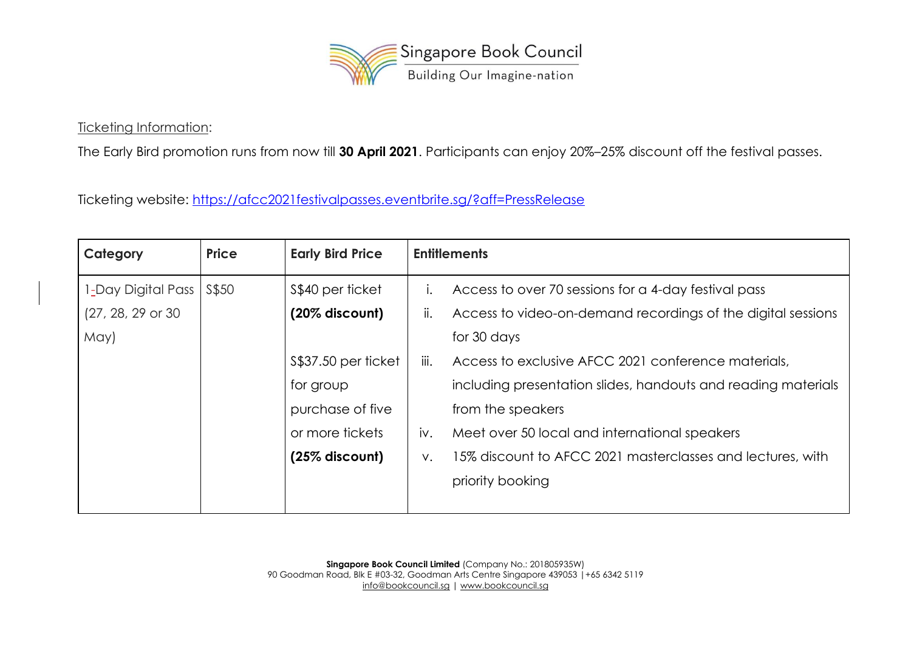Ticketing Information:

The Early Bird promotion runs from now till **30 April 2021**. Participants can enjoy 20%–25% discount off the festival passes.

Ticketing website: https://afcc2021festivalpasses.eventbrite.sg/?aff=PressRelease

| Category | Price | Early Bird Price | Entitlements |
|---|---|---|---|
| 1-Day Digital Pass (27, 28, 29 or 30 May) | S$50 | S$40 per ticket **(20% discount)**<br><br>S$37.50 per ticket for group purchase of five or more tickets **(25% discount)** | i. Access to over 70 sessions for a 4-day festival pass<br>ii. Access to video-on-demand recordings of the digital sessions for 30 days<br>iii. Access to exclusive AFCC 2021 conference materials, including presentation slides, handouts and reading materials from the speakers<br>iv. Meet over 50 local and international speakers<br>v. 15% discount to AFCC 2021 masterclasses and lectures, with priority booking |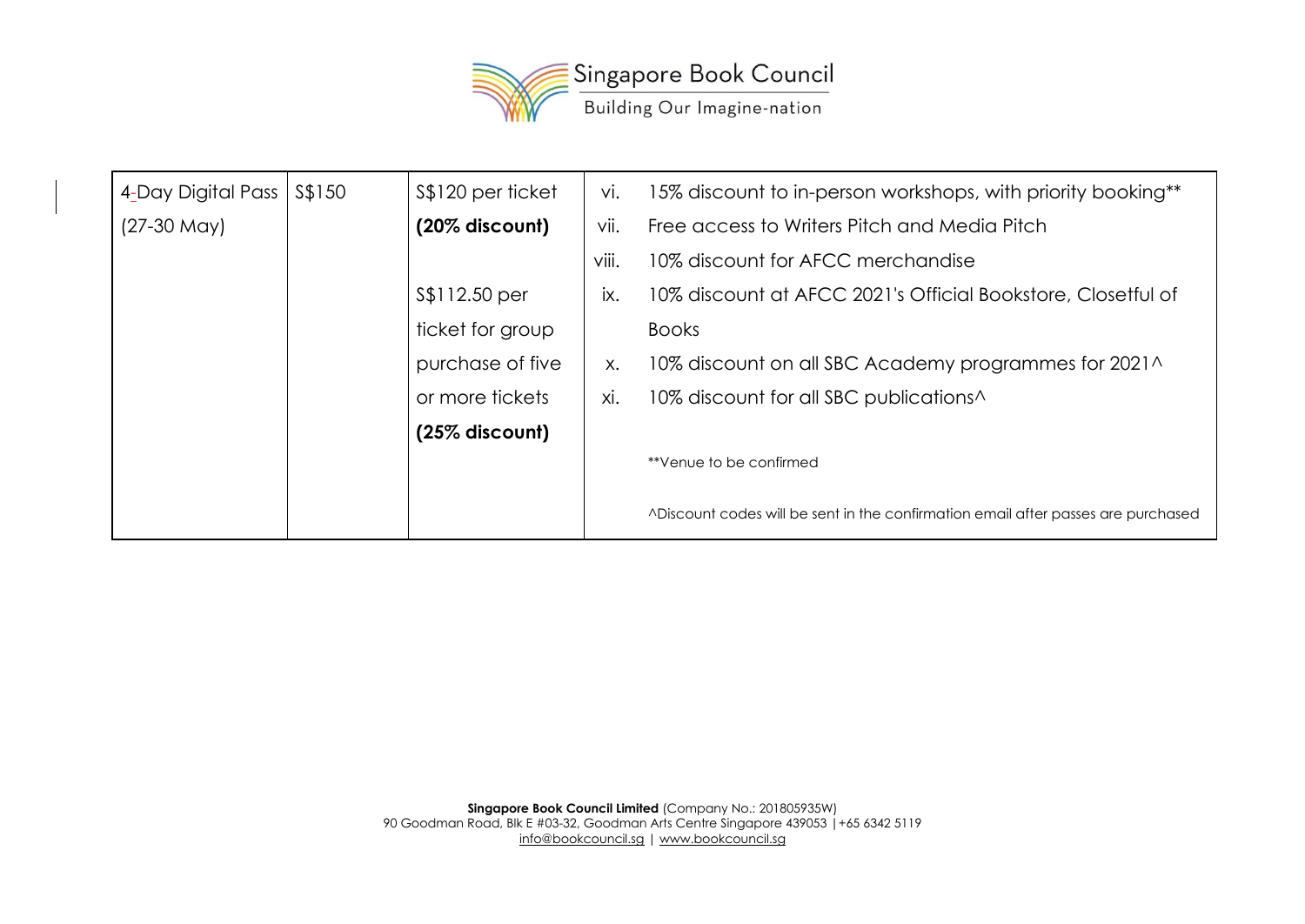| 4-Day Digital Pass (27-30 May) | S$150 | S$120 per ticket **(20% discount)**<br><br>S$112.50 per ticket for group purchase of five or more tickets **(25% discount)** | vi. 15% discount to in-person workshops, with priority booking**<br>vii. Free access to Writers Pitch and Media Pitch<br>viii. 10% discount for AFCC merchandise<br>ix. 10% discount at AFCC 2021's Official Bookstore, Closetful of Books<br>x. 10% discount on all SBC Academy programmes for 2021^<br>xi. 10% discount for all SBC publications^<br><br>**Venue to be confirmed<br><br>^Discount codes will be sent in the confirmation email after passes are purchased |
|---|---|---|---|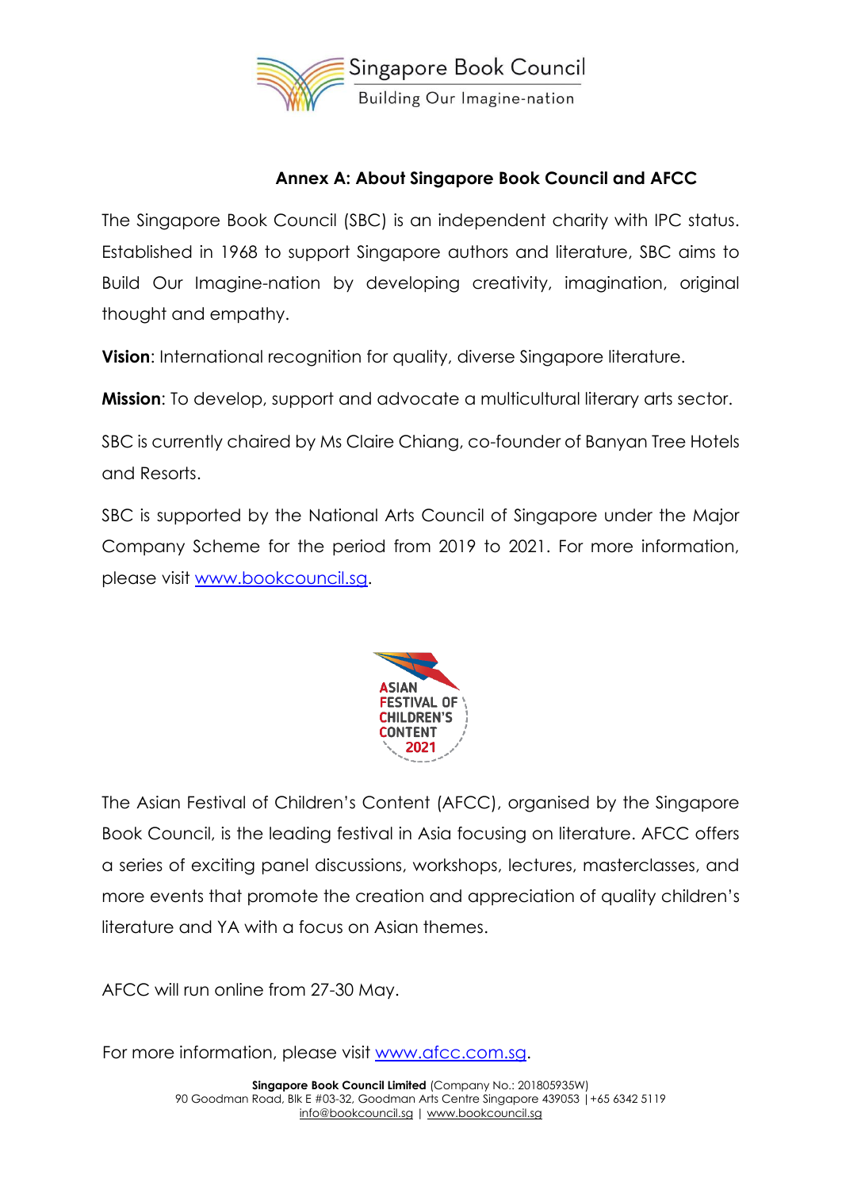## Annex A: About Singapore Book Council and AFCC

The Singapore Book Council (SBC) is an independent charity with IPC status. Established in 1968 to support Singapore authors and literature, SBC aims to Build Our Imagine-nation by developing creativity, imagination, original thought and empathy.

**Vision**: International recognition for quality, diverse Singapore literature.

**Mission**: To develop, support and advocate a multicultural literary arts sector.

SBC is currently chaired by Ms Claire Chiang, co-founder of Banyan Tree Hotels and Resorts.

SBC is supported by the National Arts Council of Singapore under the Major Company Scheme for the period from 2019 to 2021. For more information, please visit www.bookcouncil.sg.

The Asian Festival of Children's Content (AFCC), organised by the Singapore Book Council, is the leading festival in Asia focusing on literature. AFCC offers a series of exciting panel discussions, workshops, lectures, masterclasses, and more events that promote the creation and appreciation of quality children's literature and YA with a focus on Asian themes.

AFCC will run online from 27-30 May.

For more information, please visit www.afcc.com.sg.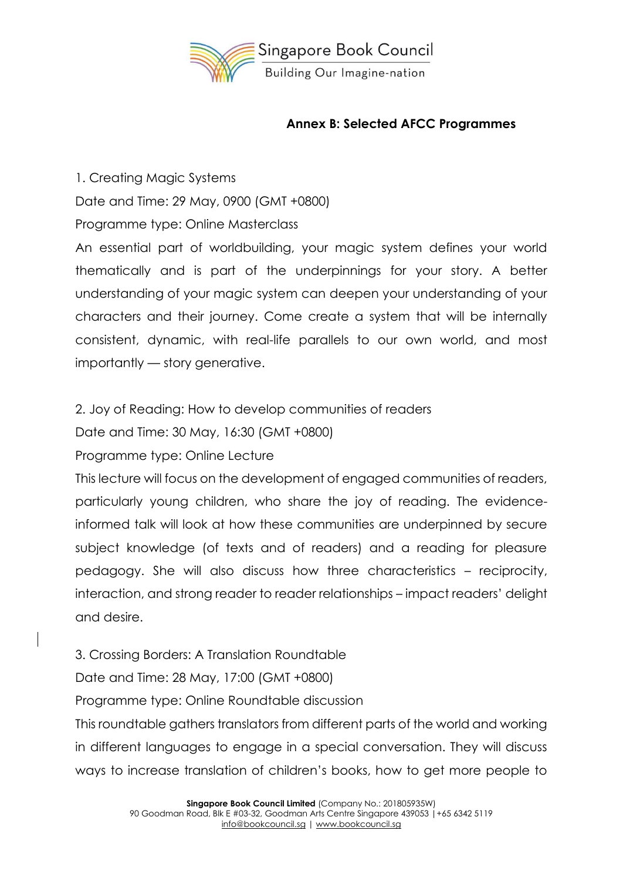**Annex B: Selected AFCC Programmes**

1. Creating Magic Systems

Date and Time: 29 May, 0900 (GMT +0800)

Programme type: Online Masterclass

An essential part of worldbuilding, your magic system defines your world thematically and is part of the underpinnings for your story. A better understanding of your magic system can deepen your understanding of your characters and their journey. Come create a system that will be internally consistent, dynamic, with real-life parallels to our own world, and most importantly — story generative.

2. Joy of Reading: How to develop communities of readers

Date and Time: 30 May, 16:30 (GMT +0800)

Programme type: Online Lecture

This lecture will focus on the development of engaged communities of readers, particularly young children, who share the joy of reading. The evidence-informed talk will look at how these communities are underpinned by secure subject knowledge (of texts and of readers) and a reading for pleasure pedagogy. She will also discuss how three characteristics – reciprocity, interaction, and strong reader to reader relationships – impact readers' delight and desire.

3. Crossing Borders: A Translation Roundtable

Date and Time: 28 May, 17:00 (GMT +0800)

Programme type: Online Roundtable discussion

This roundtable gathers translators from different parts of the world and working in different languages to engage in a special conversation. They will discuss ways to increase translation of children's books, how to get more people to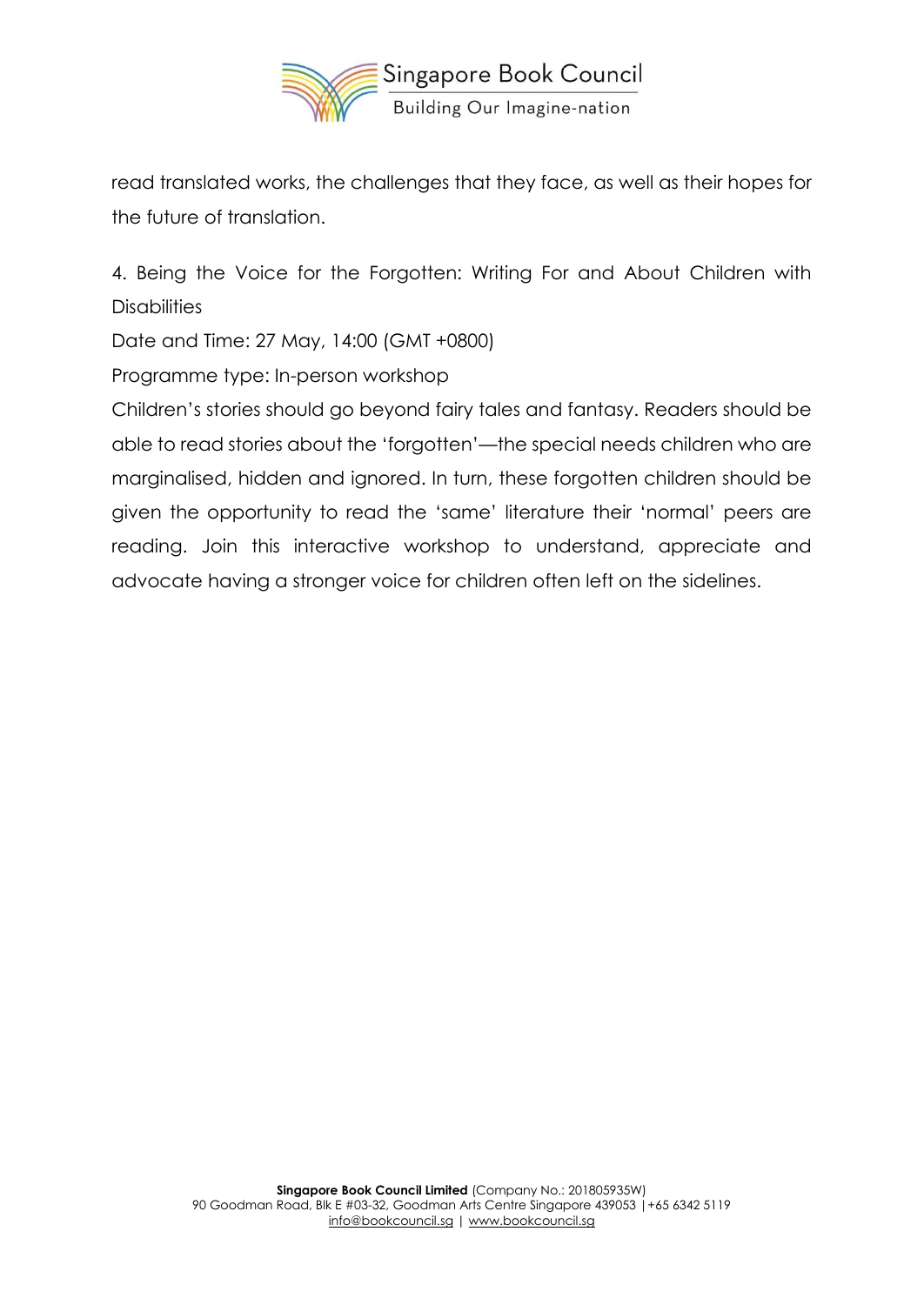read translated works, the challenges that they face, as well as their hopes for the future of translation.

4. Being the Voice for the Forgotten: Writing For and About Children with Disabilities

Date and Time: 27 May, 14:00 (GMT +0800)

Programme type: In-person workshop

Children's stories should go beyond fairy tales and fantasy. Readers should be able to read stories about the 'forgotten'—the special needs children who are marginalised, hidden and ignored. In turn, these forgotten children should be given the opportunity to read the 'same' literature their 'normal' peers are reading. Join this interactive workshop to understand, appreciate and advocate having a stronger voice for children often left on the sidelines.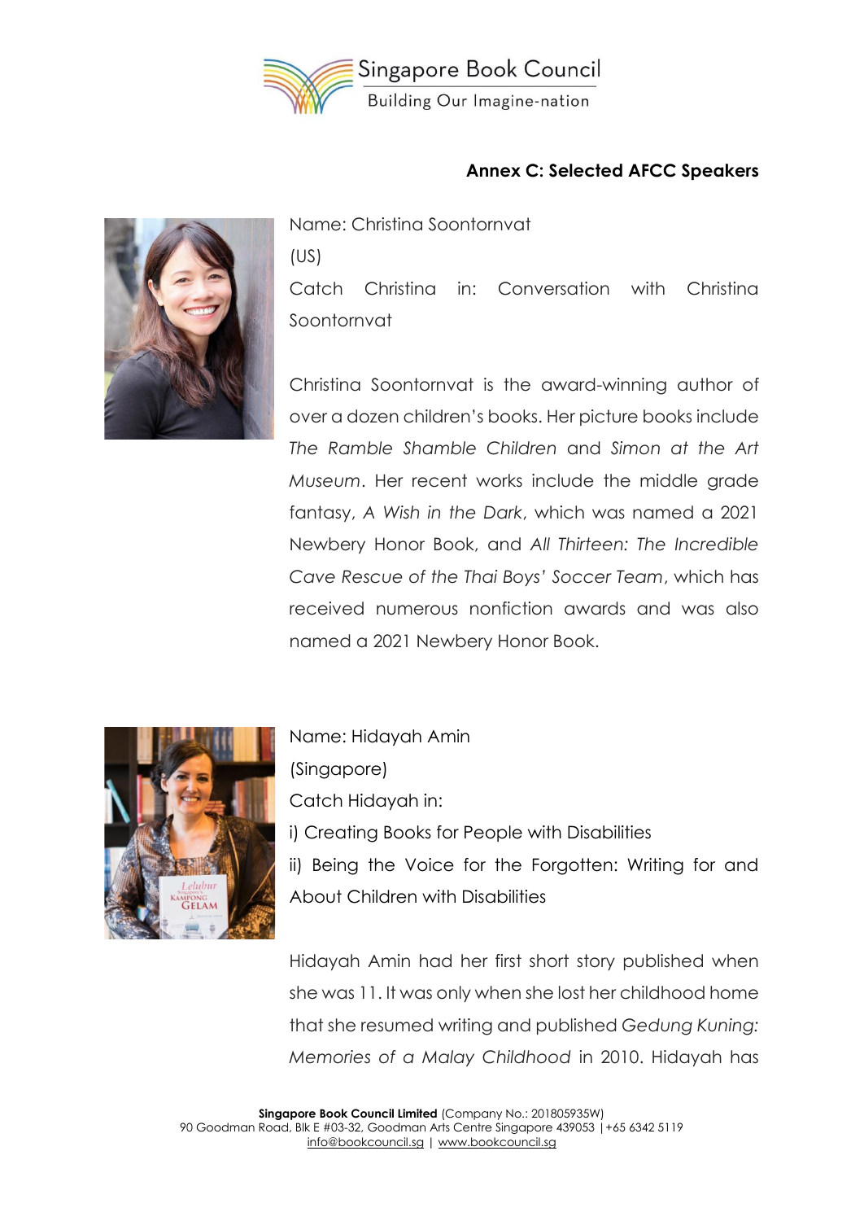## Annex C: Selected AFCC Speakers

Name: Christina Soontornvat

(US)

Catch Christina in: Conversation with Christina Soontornvat

Christina Soontornvat is the award-winning author of over a dozen children's books. Her picture books include *The Ramble Shamble Children* and *Simon at the Art Museum*. Her recent works include the middle grade fantasy, *A Wish in the Dark*, which was named a 2021 Newbery Honor Book, and *All Thirteen: The Incredible Cave Rescue of the Thai Boys' Soccer Team*, which has received numerous nonfiction awards and was also named a 2021 Newbery Honor Book.

Name: Hidayah Amin

(Singapore)

Catch Hidayah in:

i) Creating Books for People with Disabilities

ii) Being the Voice for the Forgotten: Writing for and About Children with Disabilities

Hidayah Amin had her first short story published when she was 11. It was only when she lost her childhood home that she resumed writing and published *Gedung Kuning: Memories of a Malay Childhood* in 2010. Hidayah has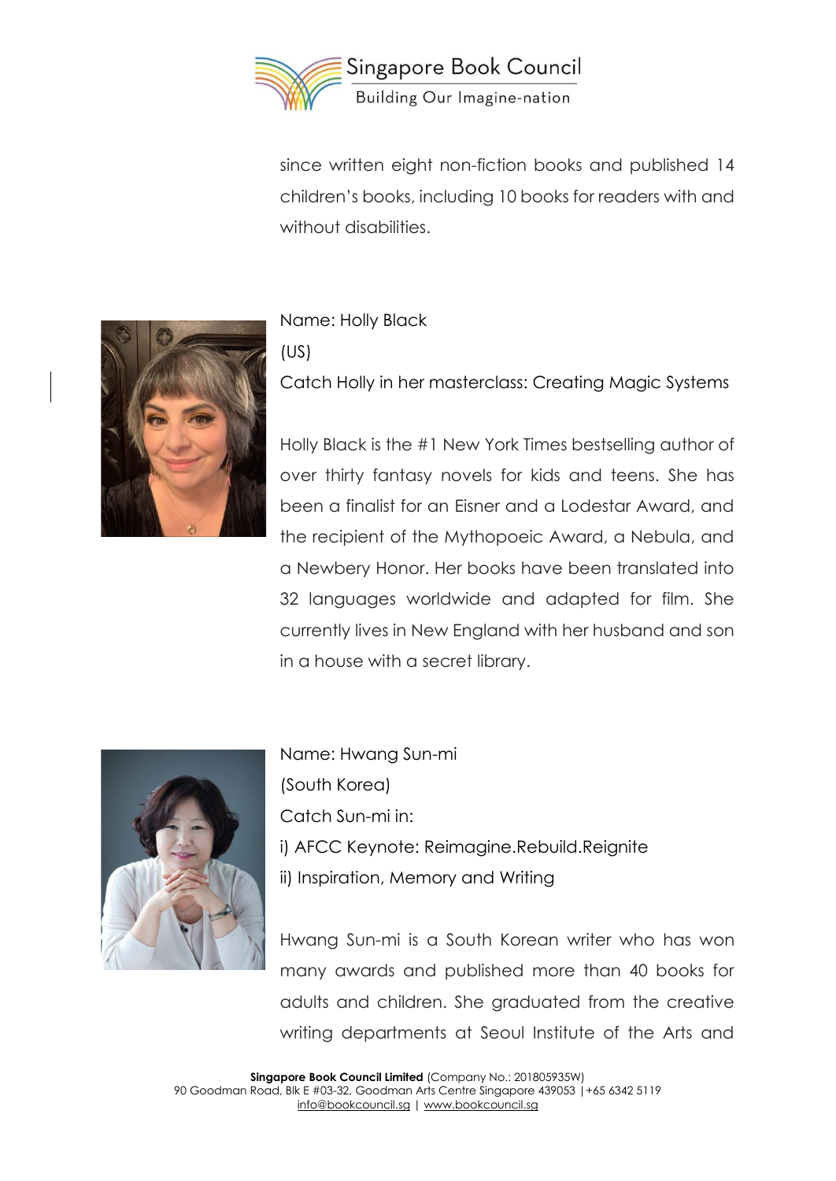since written eight non-fiction books and published 14 children's books, including 10 books for readers with and without disabilities.

Name: Holly Black
(US)
Catch Holly in her masterclass: Creating Magic Systems

Holly Black is the #1 New York Times bestselling author of over thirty fantasy novels for kids and teens. She has been a finalist for an Eisner and a Lodestar Award, and the recipient of the Mythopoeic Award, a Nebula, and a Newbery Honor. Her books have been translated into 32 languages worldwide and adapted for film. She currently lives in New England with her husband and son in a house with a secret library.

Name: Hwang Sun-mi
(South Korea)
Catch Sun-mi in:
i) AFCC Keynote: Reimagine.Rebuild.Reignite
ii) Inspiration, Memory and Writing

Hwang Sun-mi is a South Korean writer who has won many awards and published more than 40 books for adults and children. She graduated from the creative writing departments at Seoul Institute of the Arts and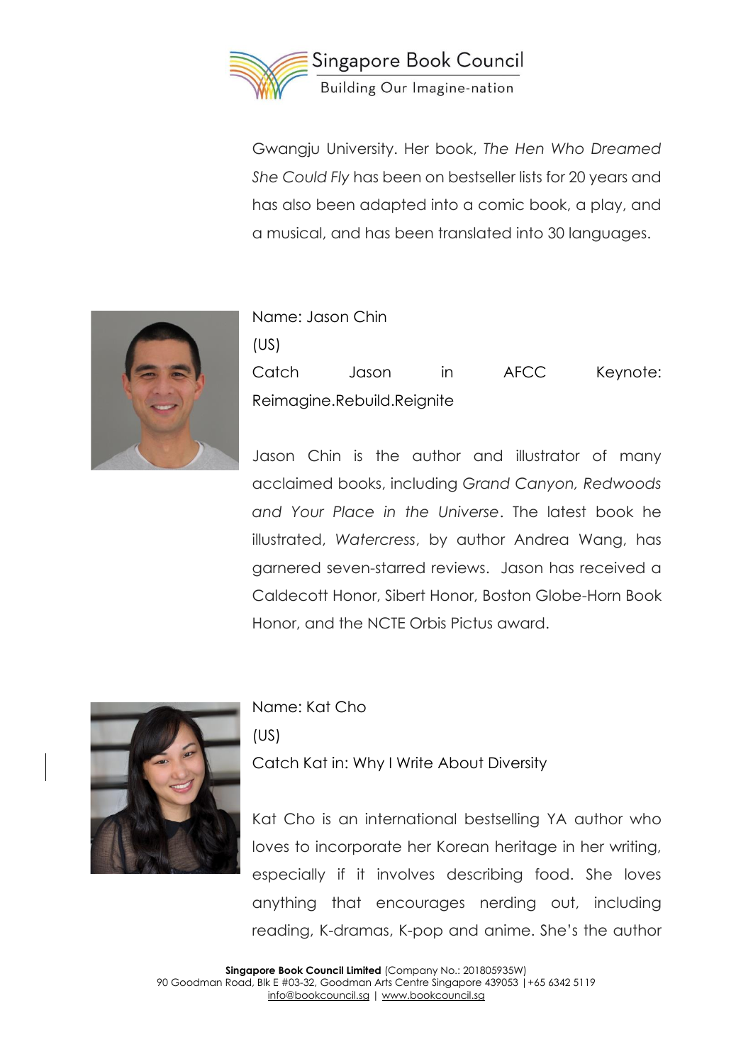Gwangju University. Her book, *The Hen Who Dreamed She Could Fly* has been on bestseller lists for 20 years and has also been adapted into a comic book, a play, and a musical, and has been translated into 30 languages.

Name: Jason Chin
(US)
Catch Jason in AFCC Keynote: Reimagine.Rebuild.Reignite

Jason Chin is the author and illustrator of many acclaimed books, including *Grand Canyon, Redwoods and Your Place in the Universe*. The latest book he illustrated, *Watercress*, by author Andrea Wang, has garnered seven-starred reviews. Jason has received a Caldecott Honor, Sibert Honor, Boston Globe-Horn Book Honor, and the NCTE Orbis Pictus award.

Name: Kat Cho
(US)
Catch Kat in: Why I Write About Diversity

Kat Cho is an international bestselling YA author who loves to incorporate her Korean heritage in her writing, especially if it involves describing food. She loves anything that encourages nerding out, including reading, K-dramas, K-pop and anime. She's the author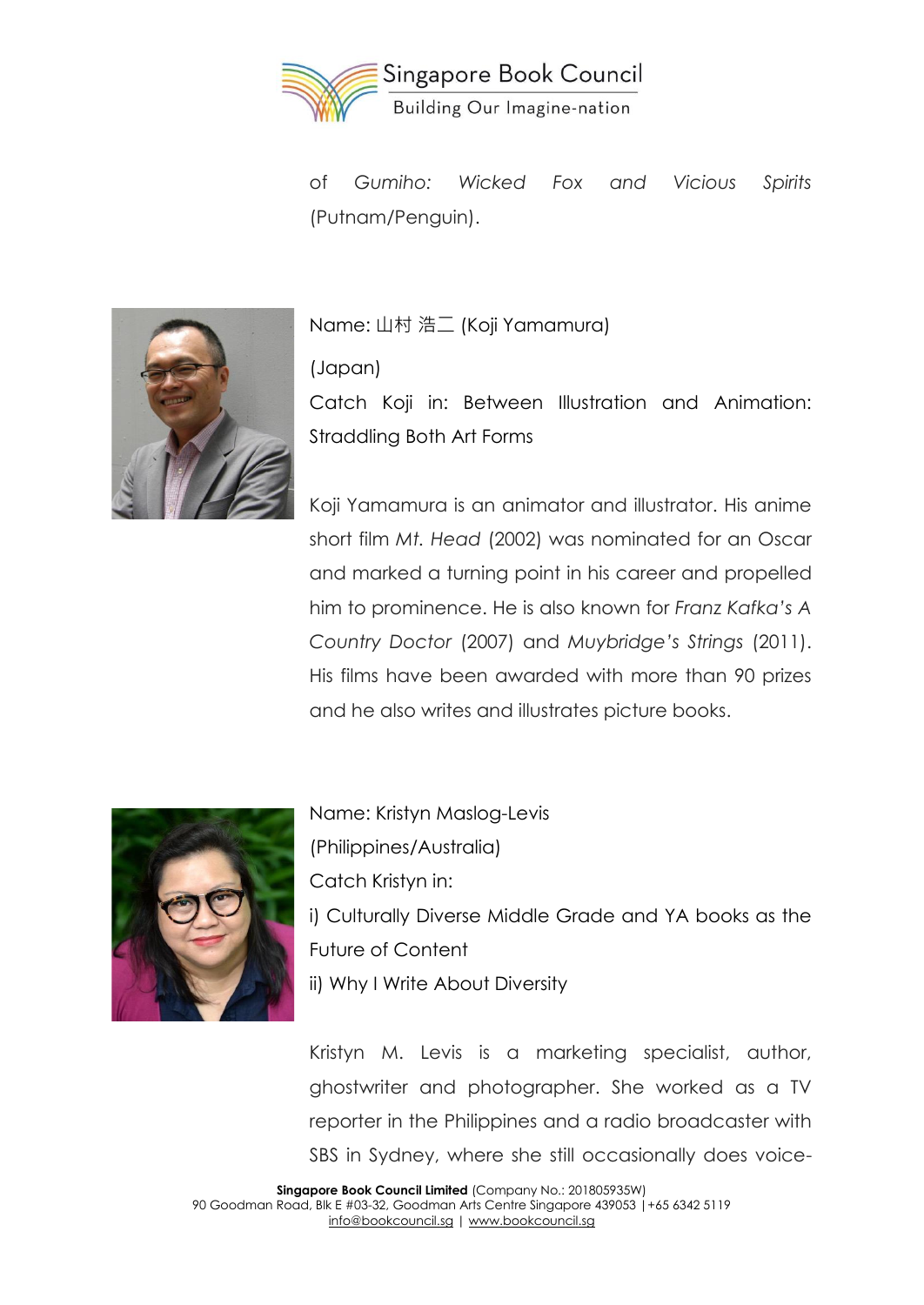of *Gumiho: Wicked Fox and Vicious Spirits* (Putnam/Penguin).

Name: 山村 浩二 (Koji Yamamura)

(Japan)

Catch Koji in: Between Illustration and Animation: Straddling Both Art Forms

Koji Yamamura is an animator and illustrator. His anime short film *Mt. Head* (2002) was nominated for an Oscar and marked a turning point in his career and propelled him to prominence. He is also known for *Franz Kafka's A Country Doctor* (2007) and *Muybridge's Strings* (2011). His films have been awarded with more than 90 prizes and he also writes and illustrates picture books.

Name: Kristyn Maslog-Levis

(Philippines/Australia)

Catch Kristyn in:

i) Culturally Diverse Middle Grade and YA books as the Future of Content

ii) Why I Write About Diversity

Kristyn M. Levis is a marketing specialist, author, ghostwriter and photographer. She worked as a TV reporter in the Philippines and a radio broadcaster with SBS in Sydney, where she still occasionally does voice-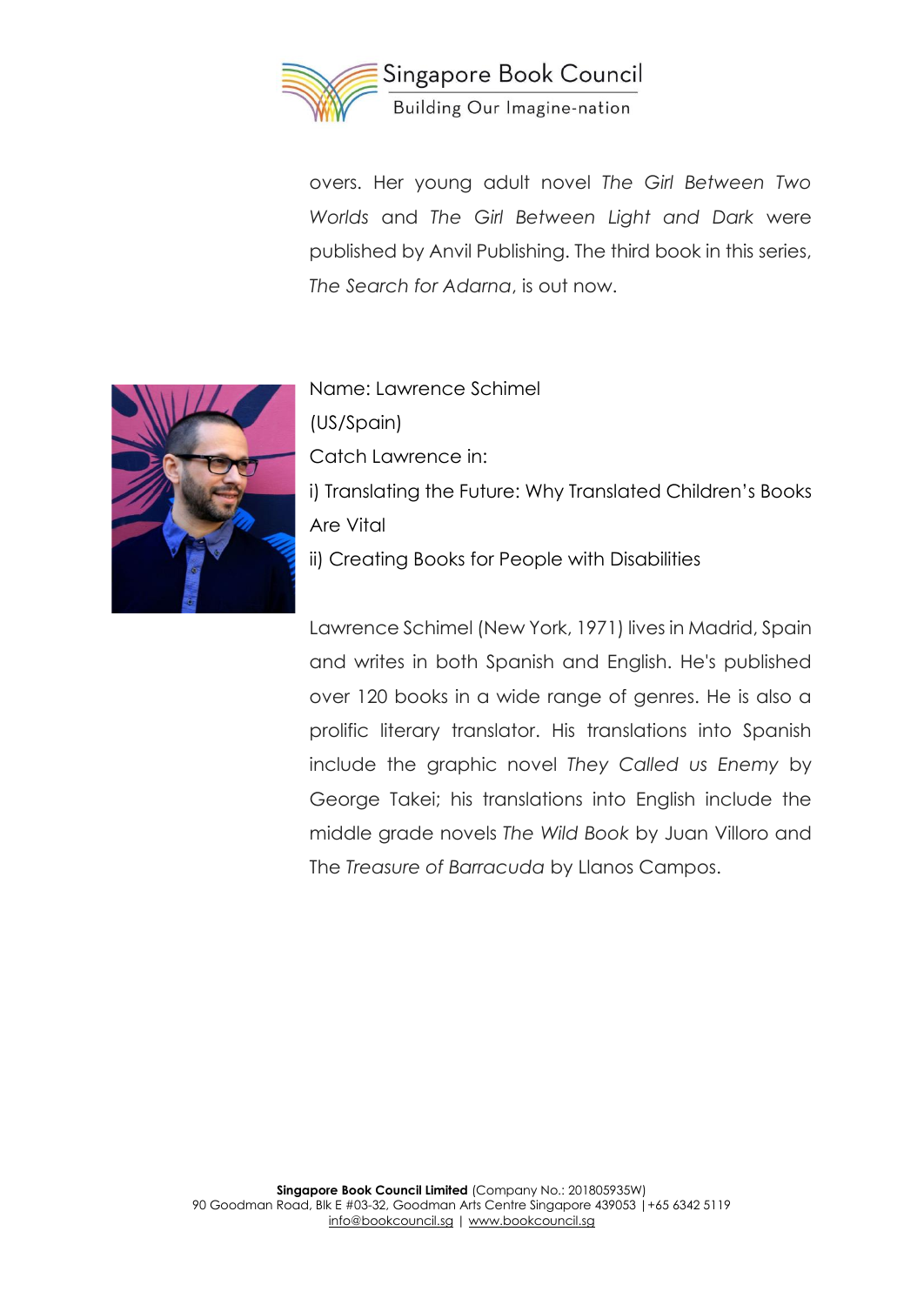overs. Her young adult novel *The Girl Between Two Worlds* and *The Girl Between Light and Dark* were published by Anvil Publishing. The third book in this series, *The Search for Adarna*, is out now.

Name: Lawrence Schimel

(US/Spain)

Catch Lawrence in:

i) Translating the Future: Why Translated Children's Books Are Vital

ii) Creating Books for People with Disabilities

Lawrence Schimel (New York, 1971) lives in Madrid, Spain and writes in both Spanish and English. He's published over 120 books in a wide range of genres. He is also a prolific literary translator. His translations into Spanish include the graphic novel *They Called us Enemy* by George Takei; his translations into English include the middle grade novels *The Wild Book* by Juan Villoro and The *Treasure of Barracuda* by Llanos Campos.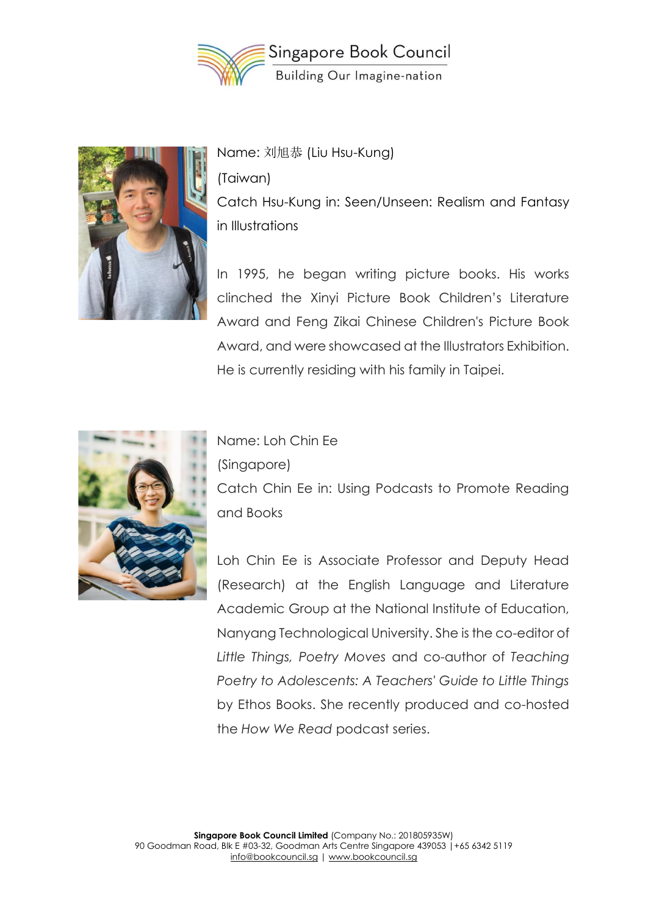Name: 刘旭恭 (Liu Hsu-Kung)

(Taiwan)

Catch Hsu-Kung in: Seen/Unseen: Realism and Fantasy in Illustrations

In 1995, he began writing picture books. His works clinched the Xinyi Picture Book Children's Literature Award and Feng Zikai Chinese Children's Picture Book Award, and were showcased at the Illustrators Exhibition. He is currently residing with his family in Taipei.

Name: Loh Chin Ee

(Singapore)

Catch Chin Ee in: Using Podcasts to Promote Reading and Books

Loh Chin Ee is Associate Professor and Deputy Head (Research) at the English Language and Literature Academic Group at the National Institute of Education, Nanyang Technological University. She is the co-editor of *Little Things, Poetry Moves* and co-author of *Teaching Poetry to Adolescents: A Teachers' Guide to Little Things* by Ethos Books. She recently produced and co-hosted the *How We Read* podcast series.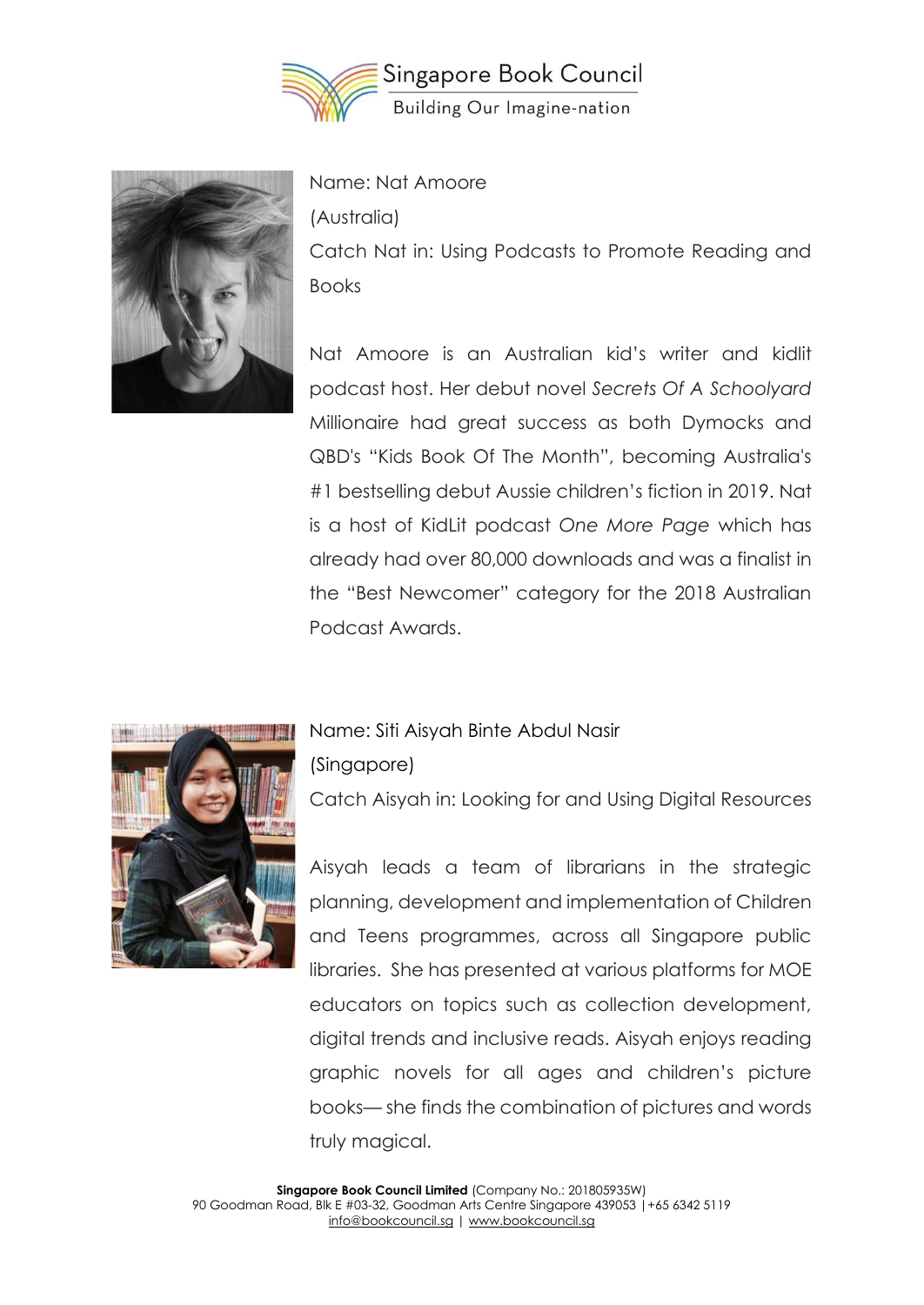Name: Nat Amoore

(Australia)

Catch Nat in: Using Podcasts to Promote Reading and Books

Nat Amoore is an Australian kid's writer and kidlit podcast host. Her debut novel *Secrets Of A Schoolyard Millionaire* had great success as both Dymocks and QBD's "Kids Book Of The Month", becoming Australia's #1 bestselling debut Aussie children's fiction in 2019. Nat is a host of KidLit podcast *One More Page* which has already had over 80,000 downloads and was a finalist in the "Best Newcomer" category for the 2018 Australian Podcast Awards.

Name: Siti Aisyah Binte Abdul Nasir

(Singapore)

Catch Aisyah in: Looking for and Using Digital Resources

Aisyah leads a team of librarians in the strategic planning, development and implementation of Children and Teens programmes, across all Singapore public libraries. She has presented at various platforms for MOE educators on topics such as collection development, digital trends and inclusive reads. Aisyah enjoys reading graphic novels for all ages and children's picture books— she finds the combination of pictures and words truly magical.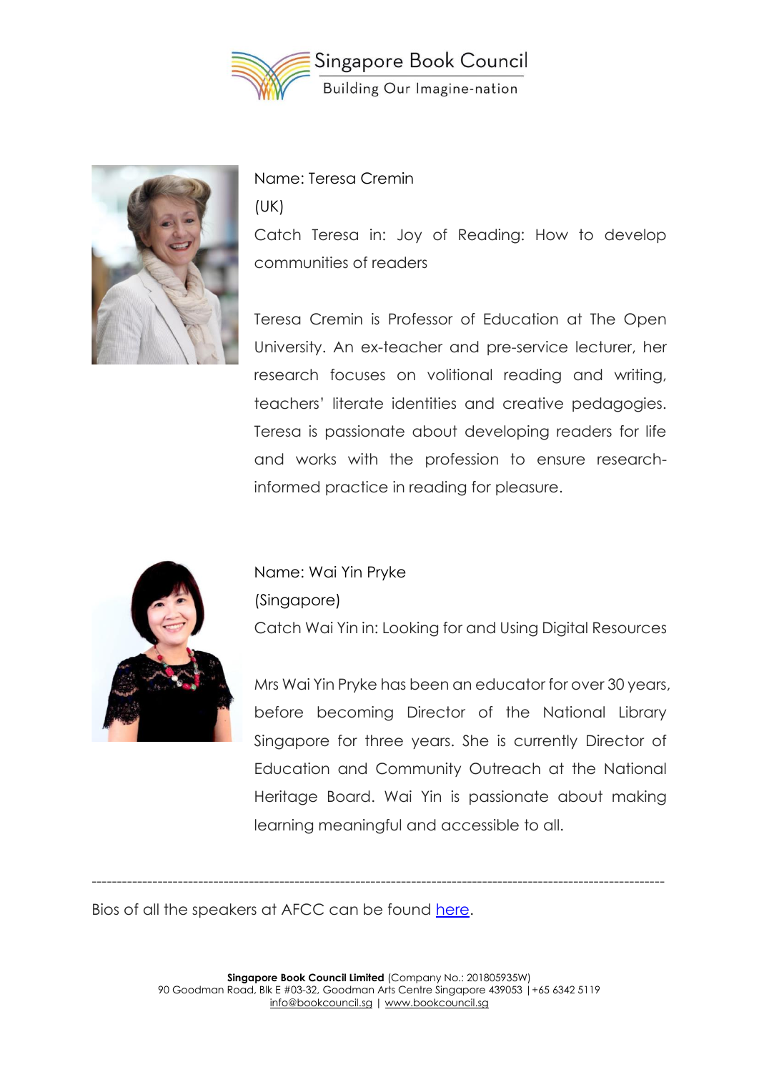Name: Teresa Cremin

(UK)

Catch Teresa in: Joy of Reading: How to develop communities of readers

Teresa Cremin is Professor of Education at The Open University. An ex-teacher and pre-service lecturer, her research focuses on volitional reading and writing, teachers' literate identities and creative pedagogies. Teresa is passionate about developing readers for life and works with the profession to ensure research-informed practice in reading for pleasure.

Name: Wai Yin Pryke

(Singapore)

Catch Wai Yin in: Looking for and Using Digital Resources

Mrs Wai Yin Pryke has been an educator for over 30 years, before becoming Director of the National Library Singapore for three years. She is currently Director of Education and Community Outreach at the National Heritage Board. Wai Yin is passionate about making learning meaningful and accessible to all.

---

Bios of all the speakers at AFCC can be found [here](#).